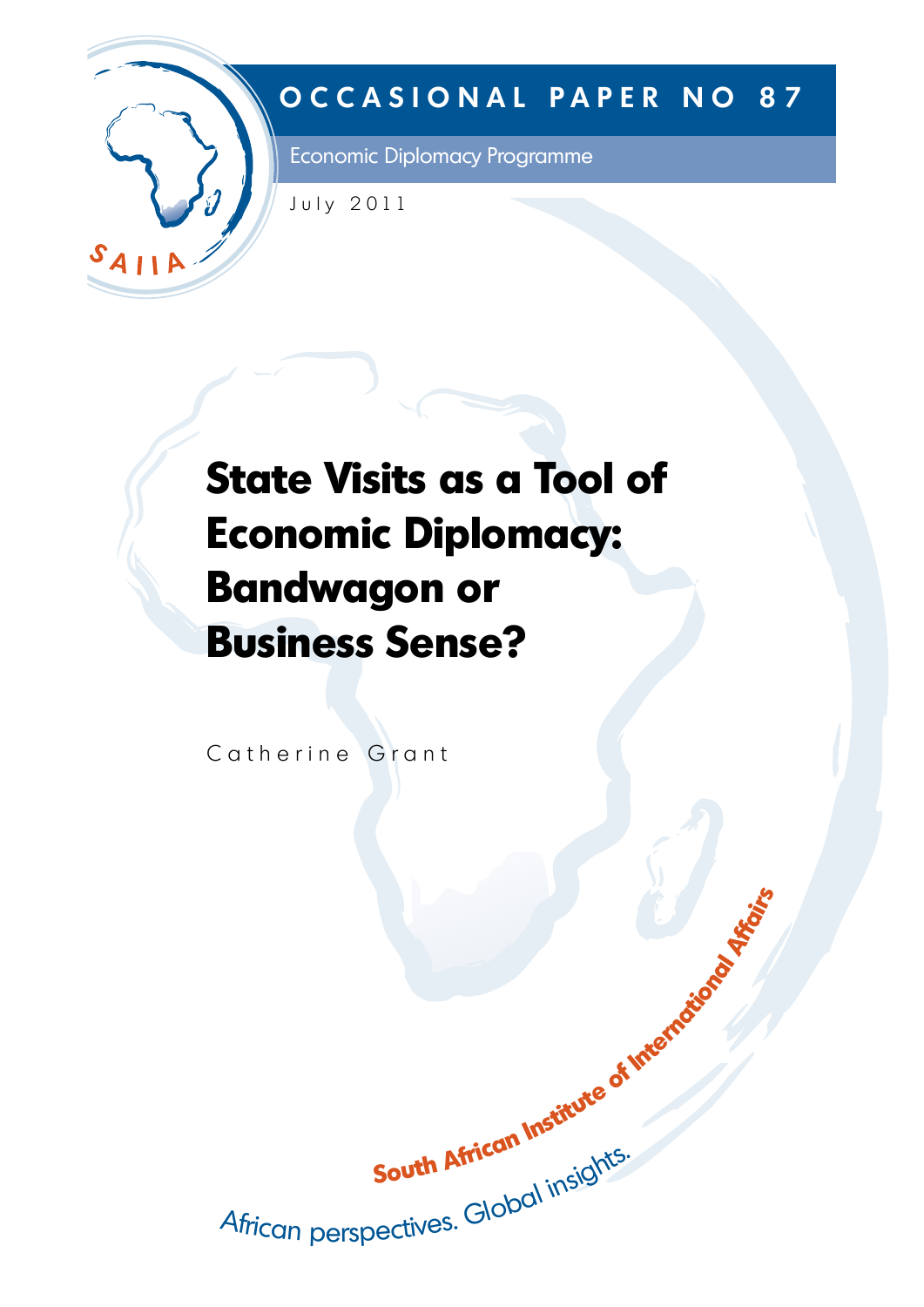OCCASIONAL PAPER NO 87

Economic Diplomacy Programme

July 2011

# State Visits as a Tool of Economic Diplomacy: Bandwagon or Business Sense?

Catherine Grant

South African Institute of International Affairs

African perspectives. Global insights.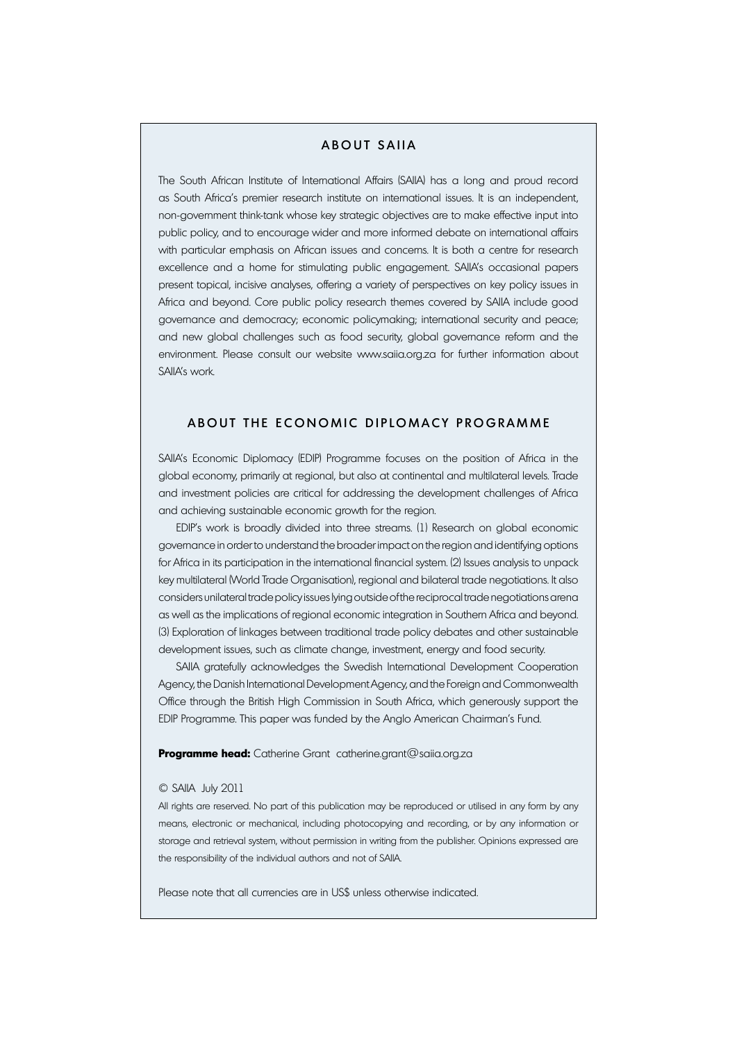## ABOUT SAIIA

The South African Institute of International Affairs (SAIIA) has a long and proud record as South Africa's premier research institute on international issues. It is an independent, non-government think-tank whose key strategic objectives are to make effective input into public policy, and to encourage wider and more informed debate on international affairs with particular emphasis on African issues and concerns. It is both a centre for research excellence and a home for stimulating public engagement. SAIIA's occasional papers present topical, incisive analyses, offering a variety of perspectives on key policy issues in Africa and beyond. Core public policy research themes covered by SAIIA include good governance and democracy; economic policymaking; international security and peace; and new global challenges such as food security, global governance reform and the environment. Please consult our website www.saiia.org.za for further information about SAIIA's work.

## ABOUT THE ECONOMIC DIPLOMACY PROGRAMME

SAIIA's Economic Diplomacy (EDIP) Programme focuses on the position of Africa in the global economy, primarily at regional, but also at continental and multilateral levels. Trade and investment policies are critical for addressing the development challenges of Africa and achieving sustainable economic growth for the region.

EDIP's work is broadly divided into three streams. (1) Research on global economic governance in order to understand the broader impact on the region and identifying options for Africa in its participation in the international financial system. (2) Issues analysis to unpack key multilateral (World Trade Organisation), regional and bilateral trade negotiations. It also considers unilateral trade policy issues lying outside of the reciprocal trade negotiations arena as well as the implications of regional economic integration in Southern Africa and beyond. (3) Exploration of linkages between traditional trade policy debates and other sustainable development issues, such as climate change, investment, energy and food security.

SAIIA gratefully acknowledges the Swedish International Development Cooperation Agency, the Danish International Development Agency, and the Foreign and Commonwealth Office through the British High Commission in South Africa, which generously support the EDIP Programme. This paper was funded by the Anglo American Chairman's Fund.

**Programme head:** Catherine Grant catherine.grant@saiia.org.za

© SAIIA July 2011

All rights are reserved. No part of this publication may be reproduced or utilised in any form by any means, electronic or mechanical, including photocopying and recording, or by any information or storage and retrieval system, without permission in writing from the publisher. Opinions expressed are the responsibility of the individual authors and not of SAIIA.

Please note that all currencies are in US$ unless otherwise indicated.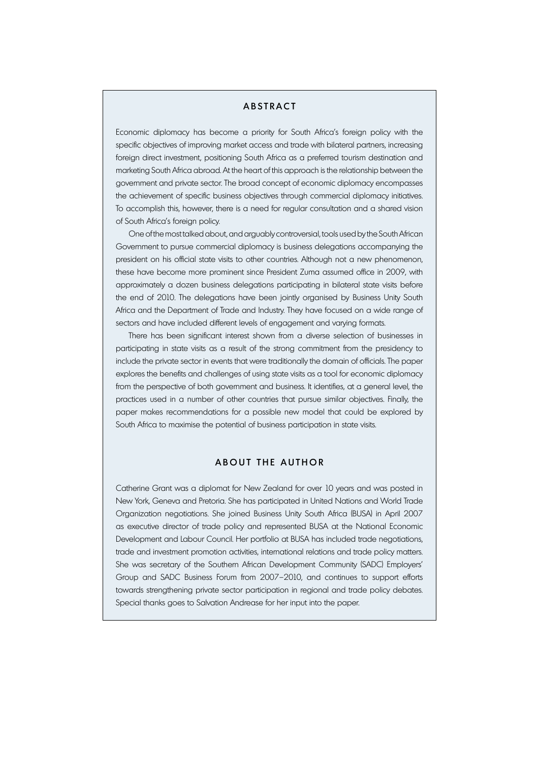## ABSTRACT

Economic diplomacy has become a priority for South Africa's foreign policy with the specific objectives of improving market access and trade with bilateral partners, increasing foreign direct investment, positioning South Africa as a preferred tourism destination and marketing South Africa abroad. At the heart of this approach is the relationship between the government and private sector. The broad concept of economic diplomacy encompasses the achievement of specific business objectives through commercial diplomacy initiatives. To accomplish this, however, there is a need for regular consultation and a shared vision of South Africa's foreign policy.

One of the most talked about, and arguably controversial, tools used by the South African Government to pursue commercial diplomacy is business delegations accompanying the president on his official state visits to other countries. Although not a new phenomenon, these have become more prominent since President Zuma assumed office in 2009, with approximately a dozen business delegations participating in bilateral state visits before the end of 2010. The delegations have been jointly organised by Business Unity South Africa and the Department of Trade and Industry. They have focused on a wide range of sectors and have included different levels of engagement and varying formats.

There has been significant interest shown from a diverse selection of businesses in participating in state visits as a result of the strong commitment from the presidency to include the private sector in events that were traditionally the domain of officials. The paper explores the benefits and challenges of using state visits as a tool for economic diplomacy from the perspective of both government and business. It identifies, at a general level, the practices used in a number of other countries that pursue similar objectives. Finally, the paper makes recommendations for a possible new model that could be explored by South Africa to maximise the potential of business participation in state visits.

## ABOUT THE AUTHOR

Catherine Grant was a diplomat for New Zealand for over 10 years and was posted in New York, Geneva and Pretoria. She has participated in United Nations and World Trade Organization negotiations. She joined Business Unity South Africa (BUSA) in April 2007 as executive director of trade policy and represented BUSA at the National Economic Development and Labour Council. Her portfolio at BUSA has included trade negotiations, trade and investment promotion activities, international relations and trade policy matters. She was secretary of the Southern African Development Community (SADC) Employers' Group and SADC Business Forum from 2007–2010, and continues to support efforts towards strengthening private sector participation in regional and trade policy debates. Special thanks goes to Salvation Andrease for her input into the paper.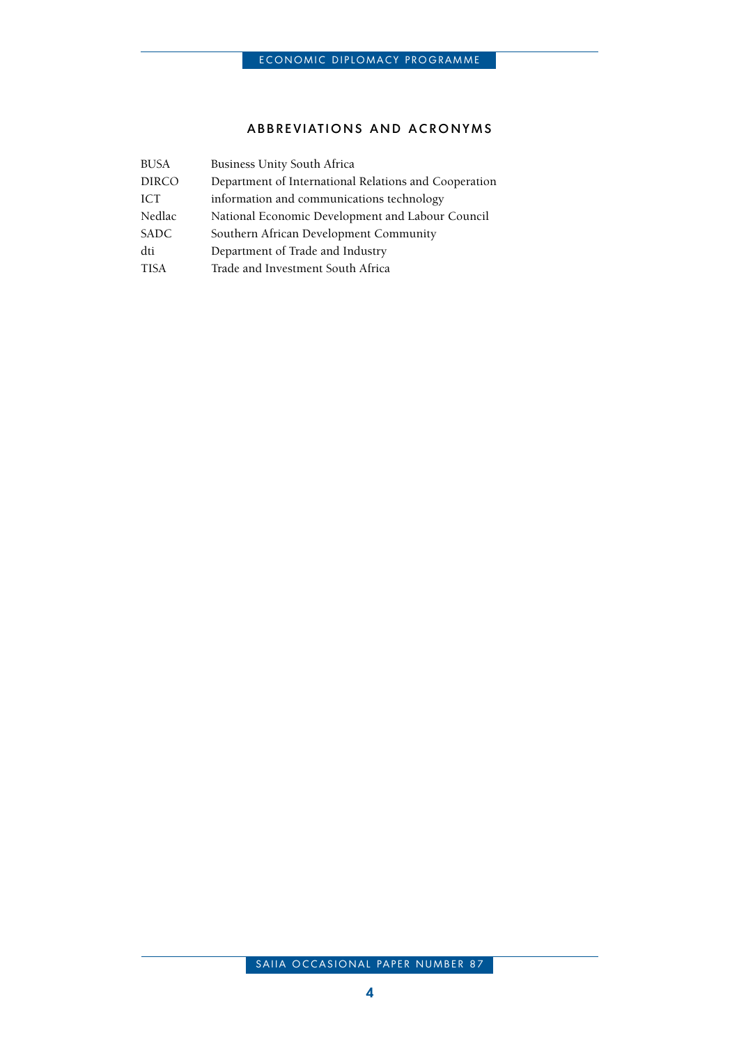## ABBREVIATIONS AND ACRONYMS

| | |
|---|---|
| BUSA | Business Unity South Africa |
| DIRCO | Department of International Relations and Cooperation |
| ICT | information and communications technology |
| Nedlac | National Economic Development and Labour Council |
| SADC | Southern African Development Community |
| dti | Department of Trade and Industry |
| TISA | Trade and Investment South Africa |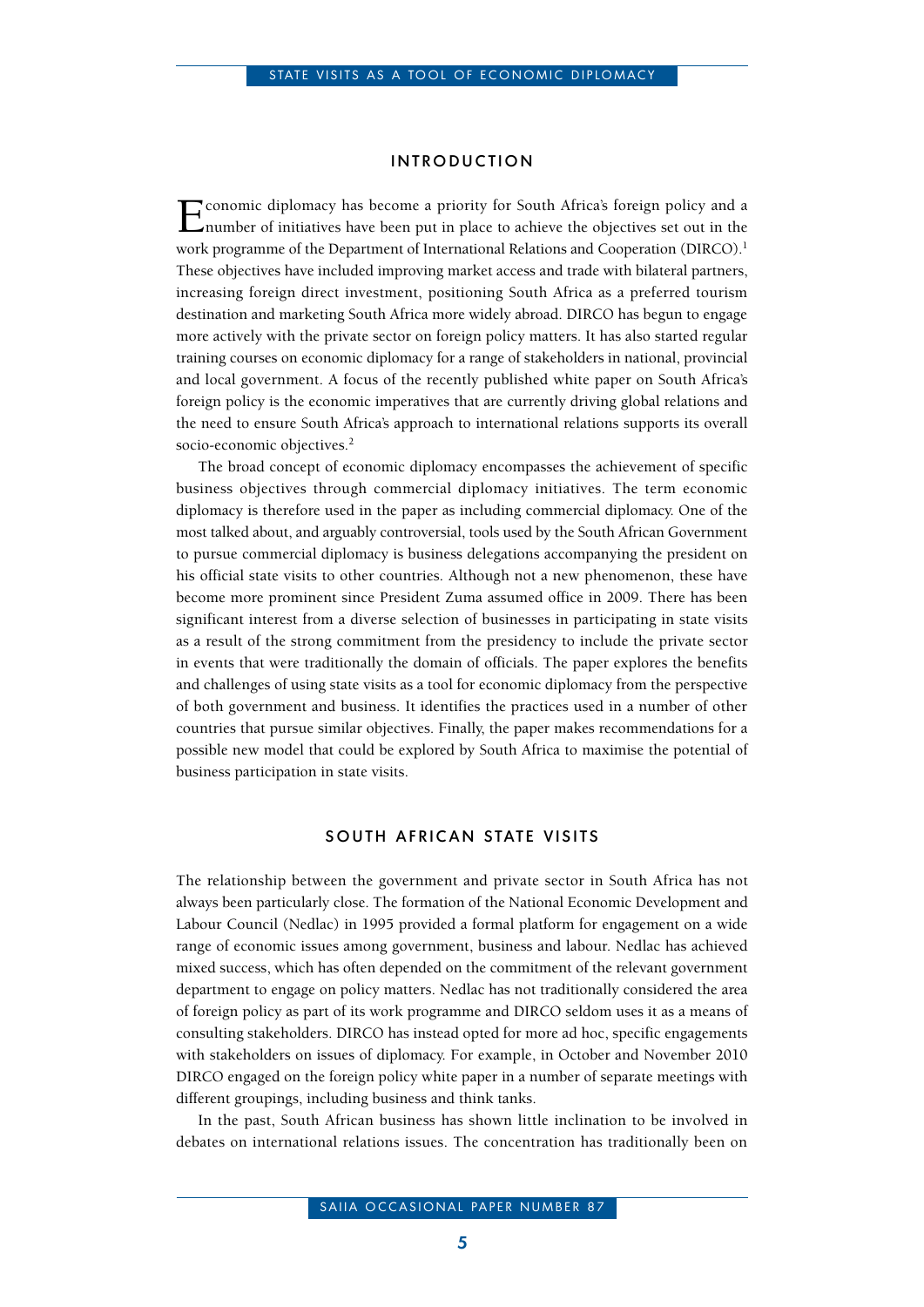## INTRODUCTION

Economic diplomacy has become a priority for South Africa's foreign policy and a number of initiatives have been put in place to achieve the objectives set out in the work programme of the Department of International Relations and Cooperation (DIRCO).[1] These objectives have included improving market access and trade with bilateral partners, increasing foreign direct investment, positioning South Africa as a preferred tourism destination and marketing South Africa more widely abroad. DIRCO has begun to engage more actively with the private sector on foreign policy matters. It has also started regular training courses on economic diplomacy for a range of stakeholders in national, provincial and local government. A focus of the recently published white paper on South Africa's foreign policy is the economic imperatives that are currently driving global relations and the need to ensure South Africa's approach to international relations supports its overall socio-economic objectives.[2]

The broad concept of economic diplomacy encompasses the achievement of specific business objectives through commercial diplomacy initiatives. The term economic diplomacy is therefore used in the paper as including commercial diplomacy. One of the most talked about, and arguably controversial, tools used by the South African Government to pursue commercial diplomacy is business delegations accompanying the president on his official state visits to other countries. Although not a new phenomenon, these have become more prominent since President Zuma assumed office in 2009. There has been significant interest from a diverse selection of businesses in participating in state visits as a result of the strong commitment from the presidency to include the private sector in events that were traditionally the domain of officials. The paper explores the benefits and challenges of using state visits as a tool for economic diplomacy from the perspective of both government and business. It identifies the practices used in a number of other countries that pursue similar objectives. Finally, the paper makes recommendations for a possible new model that could be explored by South Africa to maximise the potential of business participation in state visits.

## SOUTH AFRICAN STATE VISITS

The relationship between the government and private sector in South Africa has not always been particularly close. The formation of the National Economic Development and Labour Council (Nedlac) in 1995 provided a formal platform for engagement on a wide range of economic issues among government, business and labour. Nedlac has achieved mixed success, which has often depended on the commitment of the relevant government department to engage on policy matters. Nedlac has not traditionally considered the area of foreign policy as part of its work programme and DIRCO seldom uses it as a means of consulting stakeholders. DIRCO has instead opted for more ad hoc, specific engagements with stakeholders on issues of diplomacy. For example, in October and November 2010 DIRCO engaged on the foreign policy white paper in a number of separate meetings with different groupings, including business and think tanks.

In the past, South African business has shown little inclination to be involved in debates on international relations issues. The concentration has traditionally been on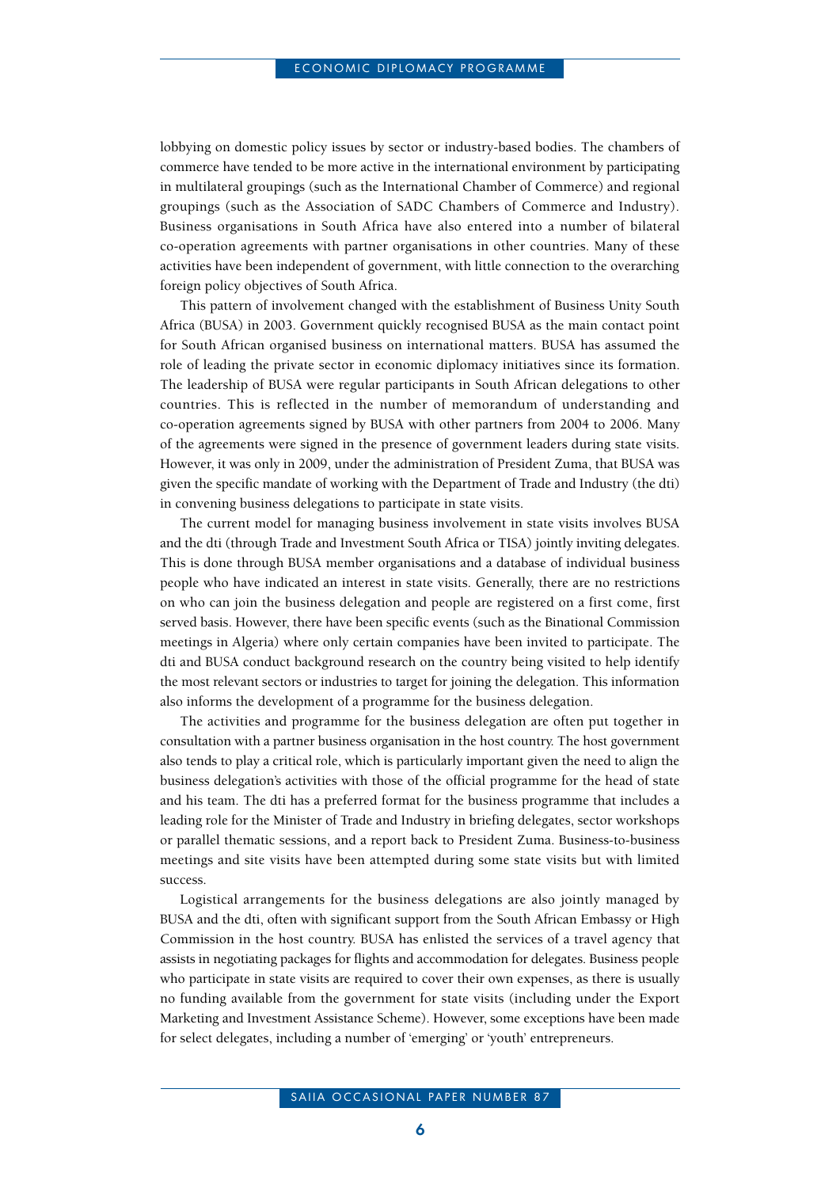lobbying on domestic policy issues by sector or industry-based bodies. The chambers of commerce have tended to be more active in the international environment by participating in multilateral groupings (such as the International Chamber of Commerce) and regional groupings (such as the Association of SADC Chambers of Commerce and Industry). Business organisations in South Africa have also entered into a number of bilateral co-operation agreements with partner organisations in other countries. Many of these activities have been independent of government, with little connection to the overarching foreign policy objectives of South Africa.

This pattern of involvement changed with the establishment of Business Unity South Africa (BUSA) in 2003. Government quickly recognised BUSA as the main contact point for South African organised business on international matters. BUSA has assumed the role of leading the private sector in economic diplomacy initiatives since its formation. The leadership of BUSA were regular participants in South African delegations to other countries. This is reflected in the number of memorandum of understanding and co-operation agreements signed by BUSA with other partners from 2004 to 2006. Many of the agreements were signed in the presence of government leaders during state visits. However, it was only in 2009, under the administration of President Zuma, that BUSA was given the specific mandate of working with the Department of Trade and Industry (the dti) in convening business delegations to participate in state visits.

The current model for managing business involvement in state visits involves BUSA and the dti (through Trade and Investment South Africa or TISA) jointly inviting delegates. This is done through BUSA member organisations and a database of individual business people who have indicated an interest in state visits. Generally, there are no restrictions on who can join the business delegation and people are registered on a first come, first served basis. However, there have been specific events (such as the Binational Commission meetings in Algeria) where only certain companies have been invited to participate. The dti and BUSA conduct background research on the country being visited to help identify the most relevant sectors or industries to target for joining the delegation. This information also informs the development of a programme for the business delegation.

The activities and programme for the business delegation are often put together in consultation with a partner business organisation in the host country. The host government also tends to play a critical role, which is particularly important given the need to align the business delegation's activities with those of the official programme for the head of state and his team. The dti has a preferred format for the business programme that includes a leading role for the Minister of Trade and Industry in briefing delegates, sector workshops or parallel thematic sessions, and a report back to President Zuma. Business-to-business meetings and site visits have been attempted during some state visits but with limited success.

Logistical arrangements for the business delegations are also jointly managed by BUSA and the dti, often with significant support from the South African Embassy or High Commission in the host country. BUSA has enlisted the services of a travel agency that assists in negotiating packages for flights and accommodation for delegates. Business people who participate in state visits are required to cover their own expenses, as there is usually no funding available from the government for state visits (including under the Export Marketing and Investment Assistance Scheme). However, some exceptions have been made for select delegates, including a number of 'emerging' or 'youth' entrepreneurs.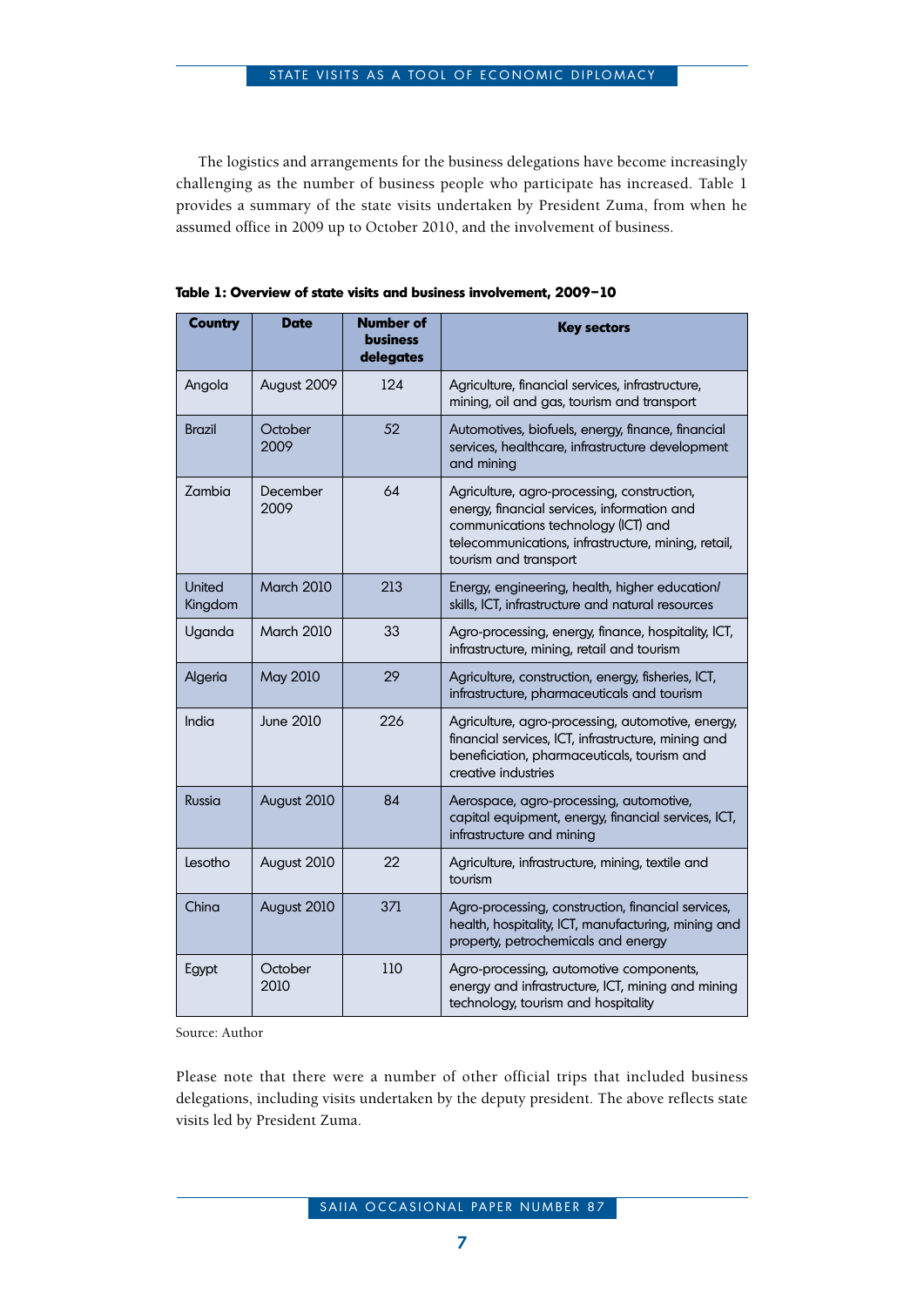The logistics and arrangements for the business delegations have become increasingly challenging as the number of business people who participate has increased. Table 1 provides a summary of the state visits undertaken by President Zuma, from when he assumed office in 2009 up to October 2010, and the involvement of business.

**Table 1: Overview of state visits and business involvement, 2009–10**

| Country | Date | Number of business delegates | Key sectors |
|---|---|---|---|
| Angola | August 2009 | 124 | Agriculture, financial services, infrastructure, mining, oil and gas, tourism and transport |
| Brazil | October 2009 | 52 | Automotives, biofuels, energy, finance, financial services, healthcare, infrastructure development and mining |
| Zambia | December 2009 | 64 | Agriculture, agro-processing, construction, energy, financial services, information and communications technology (ICT) and telecommunications, infrastructure, mining, retail, tourism and transport |
| United Kingdom | March 2010 | 213 | Energy, engineering, health, higher education/ skills, ICT, infrastructure and natural resources |
| Uganda | March 2010 | 33 | Agro-processing, energy, finance, hospitality, ICT, infrastructure, mining, retail and tourism |
| Algeria | May 2010 | 29 | Agriculture, construction, energy, fisheries, ICT, infrastructure, pharmaceuticals and tourism |
| India | June 2010 | 226 | Agriculture, agro-processing, automotive, energy, financial services, ICT, infrastructure, mining and beneficiation, pharmaceuticals, tourism and creative industries |
| Russia | August 2010 | 84 | Aerospace, agro-processing, automotive, capital equipment, energy, financial services, ICT, infrastructure and mining |
| Lesotho | August 2010 | 22 | Agriculture, infrastructure, mining, textile and tourism |
| China | August 2010 | 371 | Agro-processing, construction, financial services, health, hospitality, ICT, manufacturing, mining and property, petrochemicals and energy |
| Egypt | October 2010 | 110 | Agro-processing, automotive components, energy and infrastructure, ICT, mining and mining technology, tourism and hospitality |

Source: Author

Please note that there were a number of other official trips that included business delegations, including visits undertaken by the deputy president. The above reflects state visits led by President Zuma.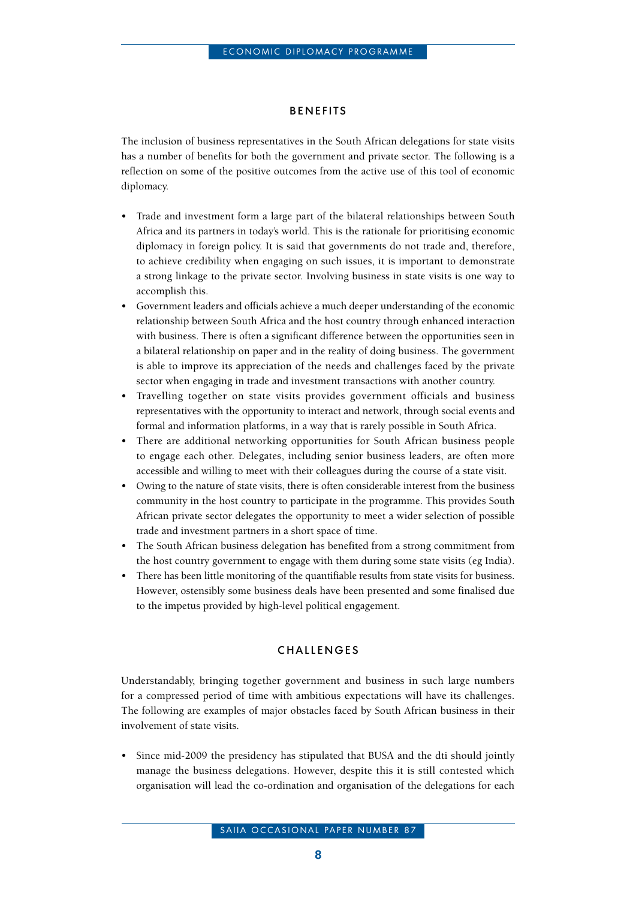## BENEFITS

The inclusion of business representatives in the South African delegations for state visits has a number of benefits for both the government and private sector. The following is a reflection on some of the positive outcomes from the active use of this tool of economic diplomacy.

- Trade and investment form a large part of the bilateral relationships between South Africa and its partners in today's world. This is the rationale for prioritising economic diplomacy in foreign policy. It is said that governments do not trade and, therefore, to achieve credibility when engaging on such issues, it is important to demonstrate a strong linkage to the private sector. Involving business in state visits is one way to accomplish this.
- Government leaders and officials achieve a much deeper understanding of the economic relationship between South Africa and the host country through enhanced interaction with business. There is often a significant difference between the opportunities seen in a bilateral relationship on paper and in the reality of doing business. The government is able to improve its appreciation of the needs and challenges faced by the private sector when engaging in trade and investment transactions with another country.
- Travelling together on state visits provides government officials and business representatives with the opportunity to interact and network, through social events and formal and information platforms, in a way that is rarely possible in South Africa.
- There are additional networking opportunities for South African business people to engage each other. Delegates, including senior business leaders, are often more accessible and willing to meet with their colleagues during the course of a state visit.
- Owing to the nature of state visits, there is often considerable interest from the business community in the host country to participate in the programme. This provides South African private sector delegates the opportunity to meet a wider selection of possible trade and investment partners in a short space of time.
- The South African business delegation has benefited from a strong commitment from the host country government to engage with them during some state visits (eg India).
- There has been little monitoring of the quantifiable results from state visits for business. However, ostensibly some business deals have been presented and some finalised due to the impetus provided by high-level political engagement.

## CHALLENGES

Understandably, bringing together government and business in such large numbers for a compressed period of time with ambitious expectations will have its challenges. The following are examples of major obstacles faced by South African business in their involvement of state visits.

- Since mid-2009 the presidency has stipulated that BUSA and the dti should jointly manage the business delegations. However, despite this it is still contested which organisation will lead the co-ordination and organisation of the delegations for each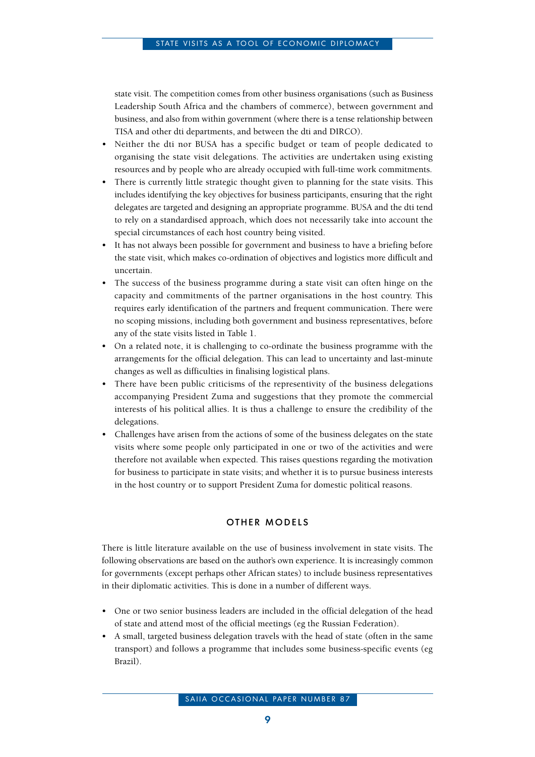state visit. The competition comes from other business organisations (such as Business Leadership South Africa and the chambers of commerce), between government and business, and also from within government (where there is a tense relationship between TISA and other dti departments, and between the dti and DIRCO).

- Neither the dti nor BUSA has a specific budget or team of people dedicated to organising the state visit delegations. The activities are undertaken using existing resources and by people who are already occupied with full-time work commitments.
- There is currently little strategic thought given to planning for the state visits. This includes identifying the key objectives for business participants, ensuring that the right delegates are targeted and designing an appropriate programme. BUSA and the dti tend to rely on a standardised approach, which does not necessarily take into account the special circumstances of each host country being visited.
- It has not always been possible for government and business to have a briefing before the state visit, which makes co-ordination of objectives and logistics more difficult and uncertain.
- The success of the business programme during a state visit can often hinge on the capacity and commitments of the partner organisations in the host country. This requires early identification of the partners and frequent communication. There were no scoping missions, including both government and business representatives, before any of the state visits listed in Table 1.
- On a related note, it is challenging to co-ordinate the business programme with the arrangements for the official delegation. This can lead to uncertainty and last-minute changes as well as difficulties in finalising logistical plans.
- There have been public criticisms of the representivity of the business delegations accompanying President Zuma and suggestions that they promote the commercial interests of his political allies. It is thus a challenge to ensure the credibility of the delegations.
- Challenges have arisen from the actions of some of the business delegates on the state visits where some people only participated in one or two of the activities and were therefore not available when expected. This raises questions regarding the motivation for business to participate in state visits; and whether it is to pursue business interests in the host country or to support President Zuma for domestic political reasons.

## OTHER MODELS

There is little literature available on the use of business involvement in state visits. The following observations are based on the author's own experience. It is increasingly common for governments (except perhaps other African states) to include business representatives in their diplomatic activities. This is done in a number of different ways.

- One or two senior business leaders are included in the official delegation of the head of state and attend most of the official meetings (eg the Russian Federation).
- A small, targeted business delegation travels with the head of state (often in the same transport) and follows a programme that includes some business-specific events (eg Brazil).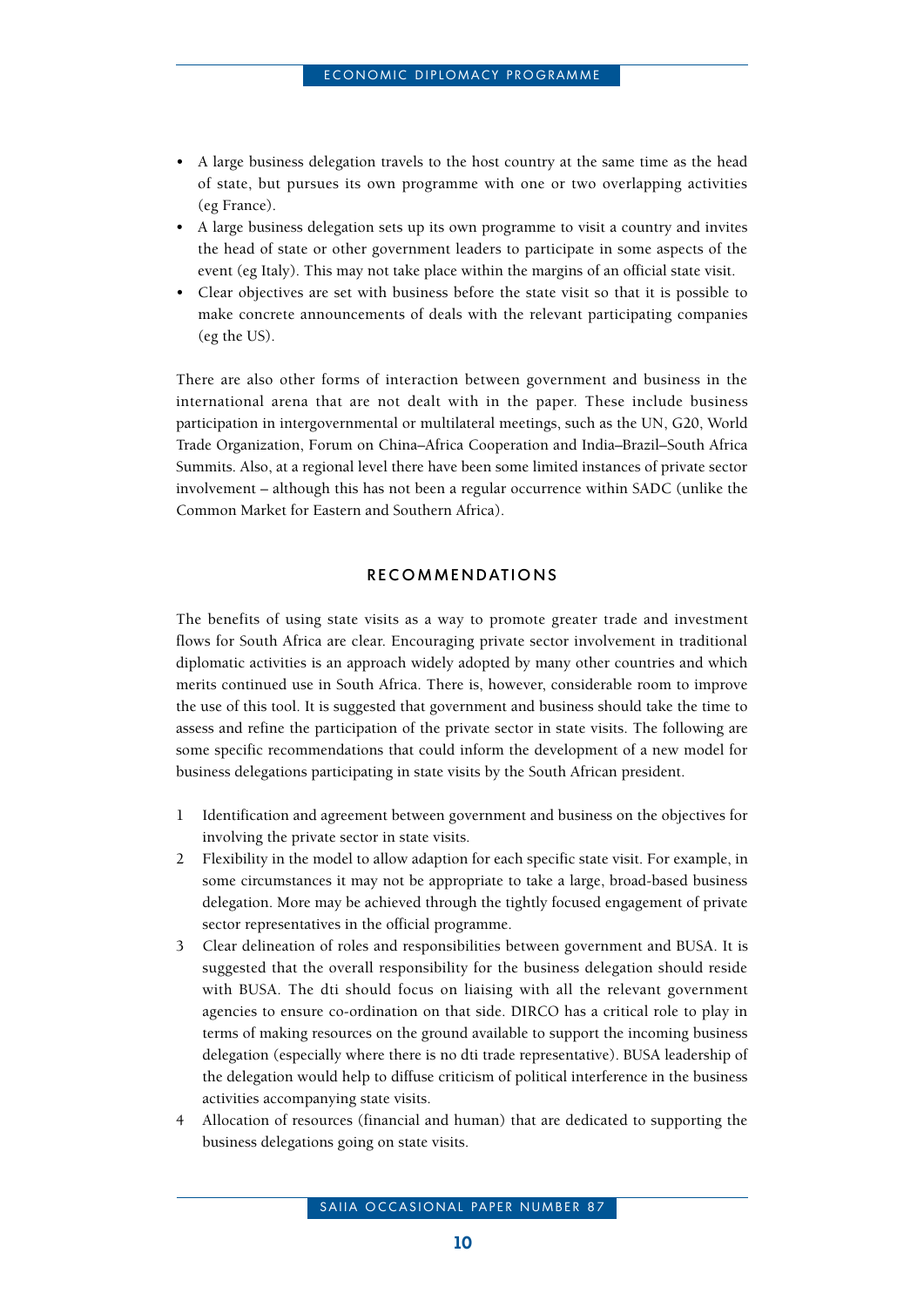- A large business delegation travels to the host country at the same time as the head of state, but pursues its own programme with one or two overlapping activities (eg France).
- A large business delegation sets up its own programme to visit a country and invites the head of state or other government leaders to participate in some aspects of the event (eg Italy). This may not take place within the margins of an official state visit.
- Clear objectives are set with business before the state visit so that it is possible to make concrete announcements of deals with the relevant participating companies (eg the US).

There are also other forms of interaction between government and business in the international arena that are not dealt with in the paper. These include business participation in intergovernmental or multilateral meetings, such as the UN, G20, World Trade Organization, Forum on China–Africa Cooperation and India–Brazil–South Africa Summits. Also, at a regional level there have been some limited instances of private sector involvement – although this has not been a regular occurrence within SADC (unlike the Common Market for Eastern and Southern Africa).

## RECOMMENDATIONS

The benefits of using state visits as a way to promote greater trade and investment flows for South Africa are clear. Encouraging private sector involvement in traditional diplomatic activities is an approach widely adopted by many other countries and which merits continued use in South Africa. There is, however, considerable room to improve the use of this tool. It is suggested that government and business should take the time to assess and refine the participation of the private sector in state visits. The following are some specific recommendations that could inform the development of a new model for business delegations participating in state visits by the South African president.

1. Identification and agreement between government and business on the objectives for involving the private sector in state visits.
2. Flexibility in the model to allow adaption for each specific state visit. For example, in some circumstances it may not be appropriate to take a large, broad-based business delegation. More may be achieved through the tightly focused engagement of private sector representatives in the official programme.
3. Clear delineation of roles and responsibilities between government and BUSA. It is suggested that the overall responsibility for the business delegation should reside with BUSA. The dti should focus on liaising with all the relevant government agencies to ensure co-ordination on that side. DIRCO has a critical role to play in terms of making resources on the ground available to support the incoming business delegation (especially where there is no dti trade representative). BUSA leadership of the delegation would help to diffuse criticism of political interference in the business activities accompanying state visits.
4. Allocation of resources (financial and human) that are dedicated to supporting the business delegations going on state visits.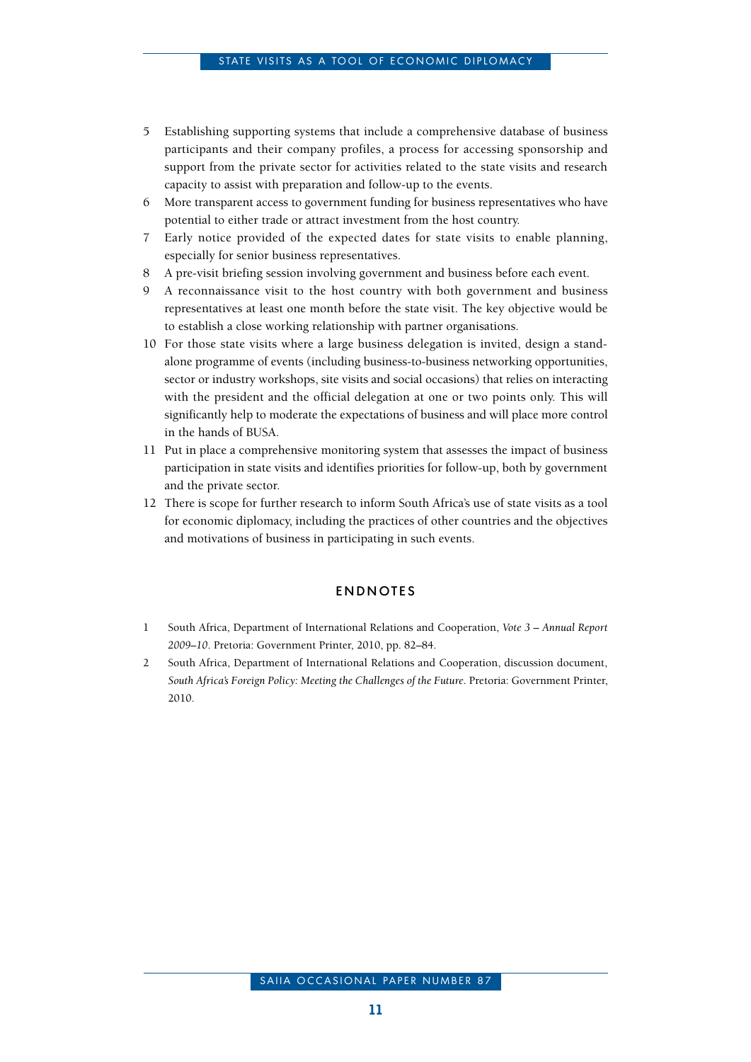5 Establishing supporting systems that include a comprehensive database of business participants and their company profiles, a process for accessing sponsorship and support from the private sector for activities related to the state visits and research capacity to assist with preparation and follow-up to the events.
6 More transparent access to government funding for business representatives who have potential to either trade or attract investment from the host country.
7 Early notice provided of the expected dates for state visits to enable planning, especially for senior business representatives.
8 A pre-visit briefing session involving government and business before each event.
9 A reconnaissance visit to the host country with both government and business representatives at least one month before the state visit. The key objective would be to establish a close working relationship with partner organisations.
10 For those state visits where a large business delegation is invited, design a stand-alone programme of events (including business-to-business networking opportunities, sector or industry workshops, site visits and social occasions) that relies on interacting with the president and the official delegation at one or two points only. This will significantly help to moderate the expectations of business and will place more control in the hands of BUSA.
11 Put in place a comprehensive monitoring system that assesses the impact of business participation in state visits and identifies priorities for follow-up, both by government and the private sector.
12 There is scope for further research to inform South Africa's use of state visits as a tool for economic diplomacy, including the practices of other countries and the objectives and motivations of business in participating in such events.

## ENDNOTES

1 South Africa, Department of International Relations and Cooperation, *Vote 3 – Annual Report 2009–10*. Pretoria: Government Printer, 2010, pp. 82–84.

2 South Africa, Department of International Relations and Cooperation, discussion document, *South Africa's Foreign Policy: Meeting the Challenges of the Future*. Pretoria: Government Printer, 2010.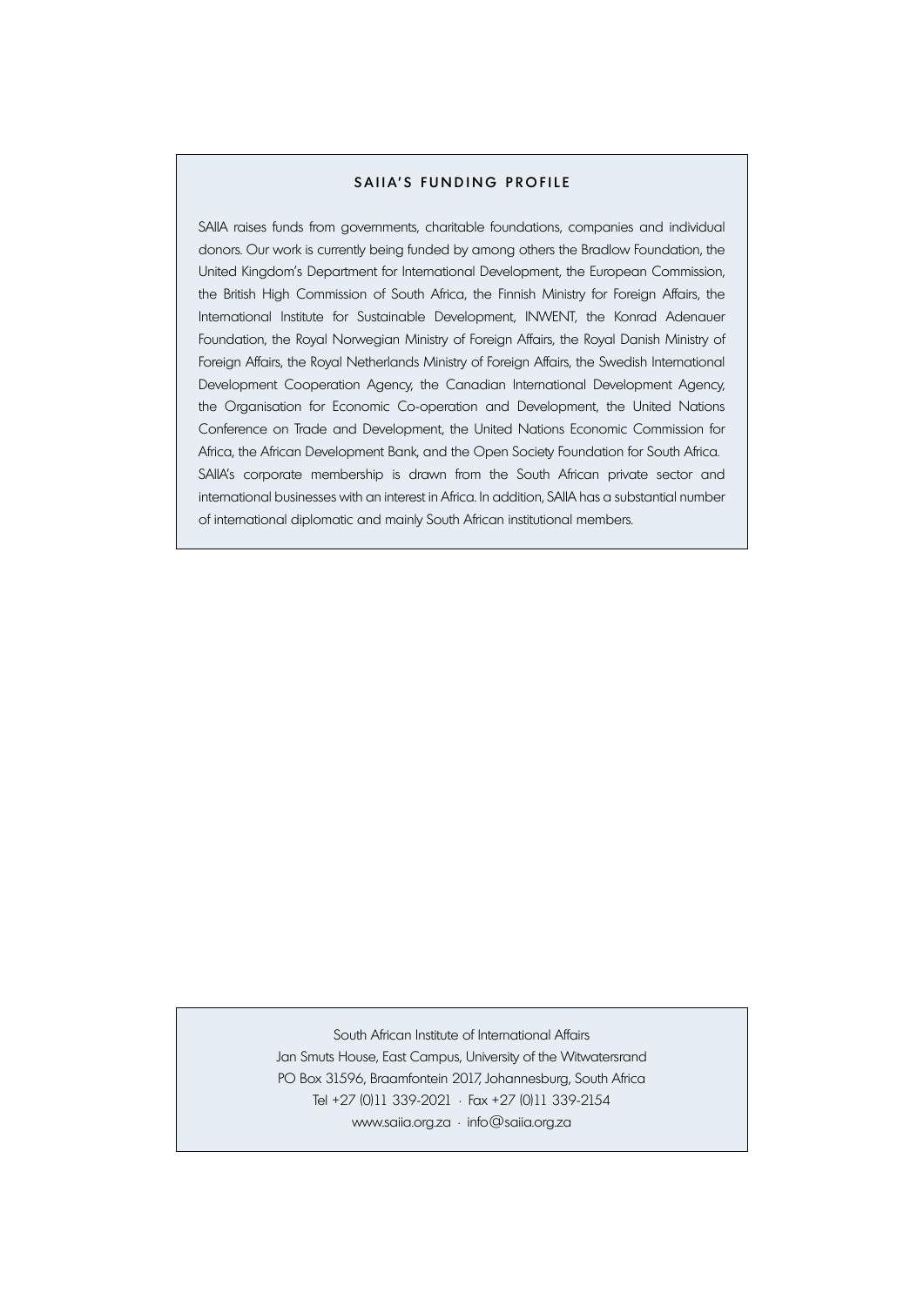## SAIIA'S FUNDING PROFILE

SAIIA raises funds from governments, charitable foundations, companies and individual donors. Our work is currently being funded by among others the Bradlow Foundation, the United Kingdom's Department for International Development, the European Commission, the British High Commission of South Africa, the Finnish Ministry for Foreign Affairs, the International Institute for Sustainable Development, INWENT, the Konrad Adenauer Foundation, the Royal Norwegian Ministry of Foreign Affairs, the Royal Danish Ministry of Foreign Affairs, the Royal Netherlands Ministry of Foreign Affairs, the Swedish International Development Cooperation Agency, the Canadian International Development Agency, the Organisation for Economic Co-operation and Development, the United Nations Conference on Trade and Development, the United Nations Economic Commission for Africa, the African Development Bank, and the Open Society Foundation for South Africa. SAIIA's corporate membership is drawn from the South African private sector and international businesses with an interest in Africa. In addition, SAIIA has a substantial number of international diplomatic and mainly South African institutional members.

South African Institute of International Affairs
Jan Smuts House, East Campus, University of the Witwatersrand
PO Box 31596, Braamfontein 2017, Johannesburg, South Africa
Tel +27 (0)11 339-2021 · Fax +27 (0)11 339-2154
www.saiia.org.za · info@saiia.org.za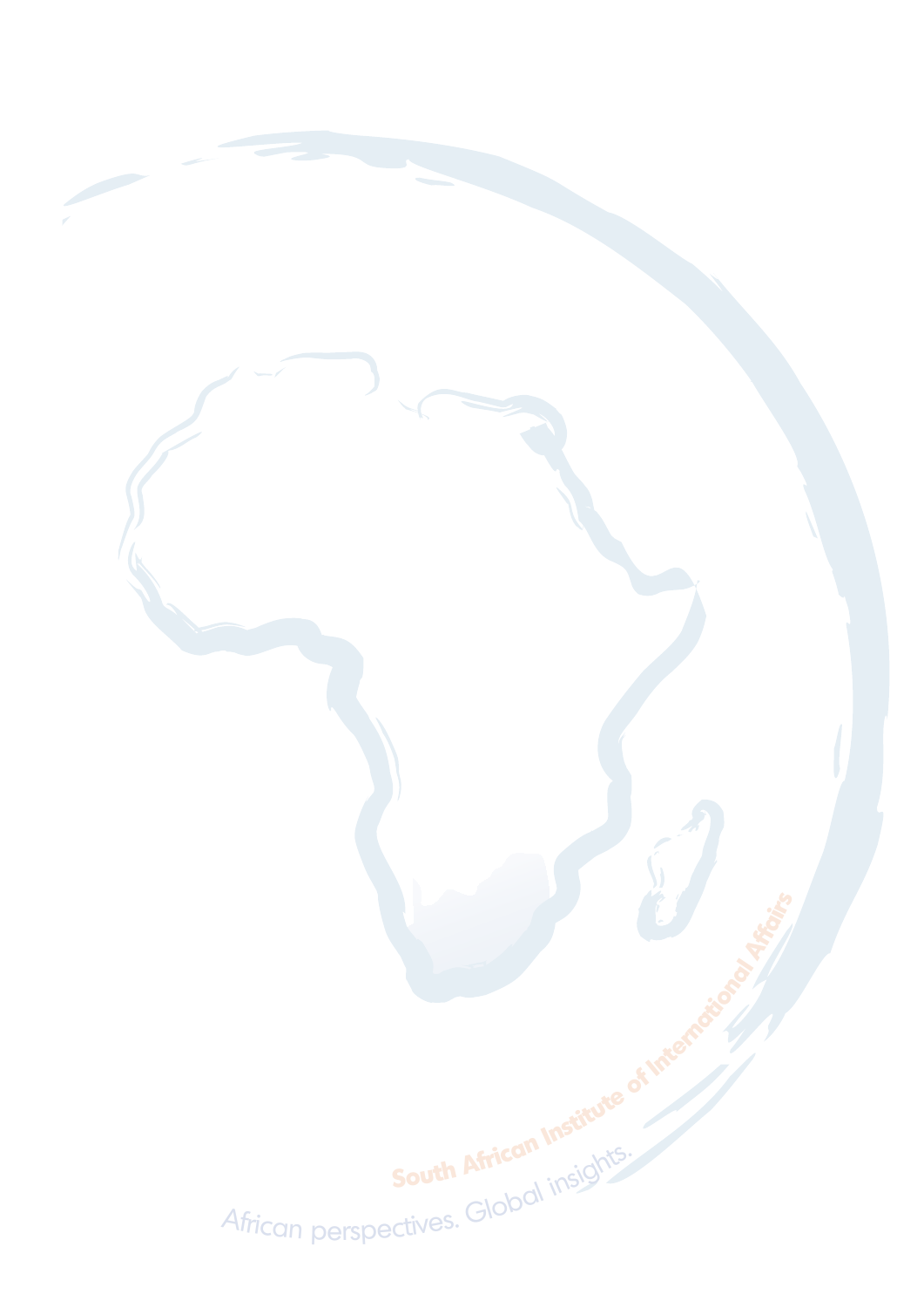South African Institute of International Affairs

African perspectives. Global insights.